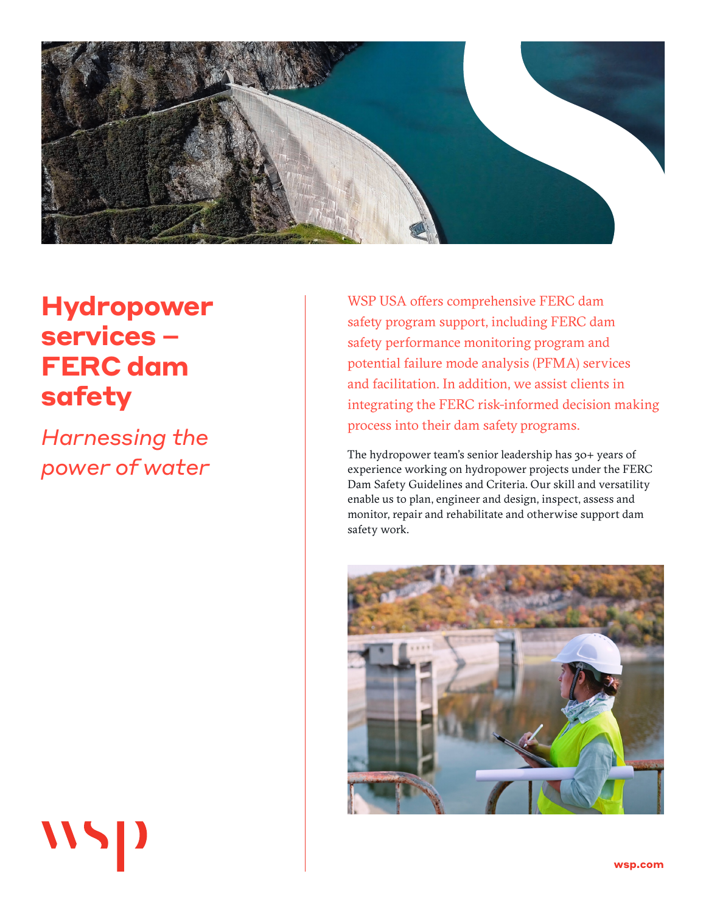# Hydropower services – FERC dam safety

*Harnessing the power of water*

WSP USA offers comprehensive FERC dam safety program support, including FERC dam safety performance monitoring program and potential failure mode analysis (PFMA) services and facilitation. In addition, we assist clients in integrating the FERC risk-informed decision making process into their dam safety programs.

The hydropower team's senior leadership has 30+ years of experience working on hydropower projects under the FERC Dam Safety Guidelines and Criteria. Our skill and versatility enable us to plan, engineer and design, inspect, assess and monitor, repair and rehabilitate and otherwise support dam safety work.

wsp.com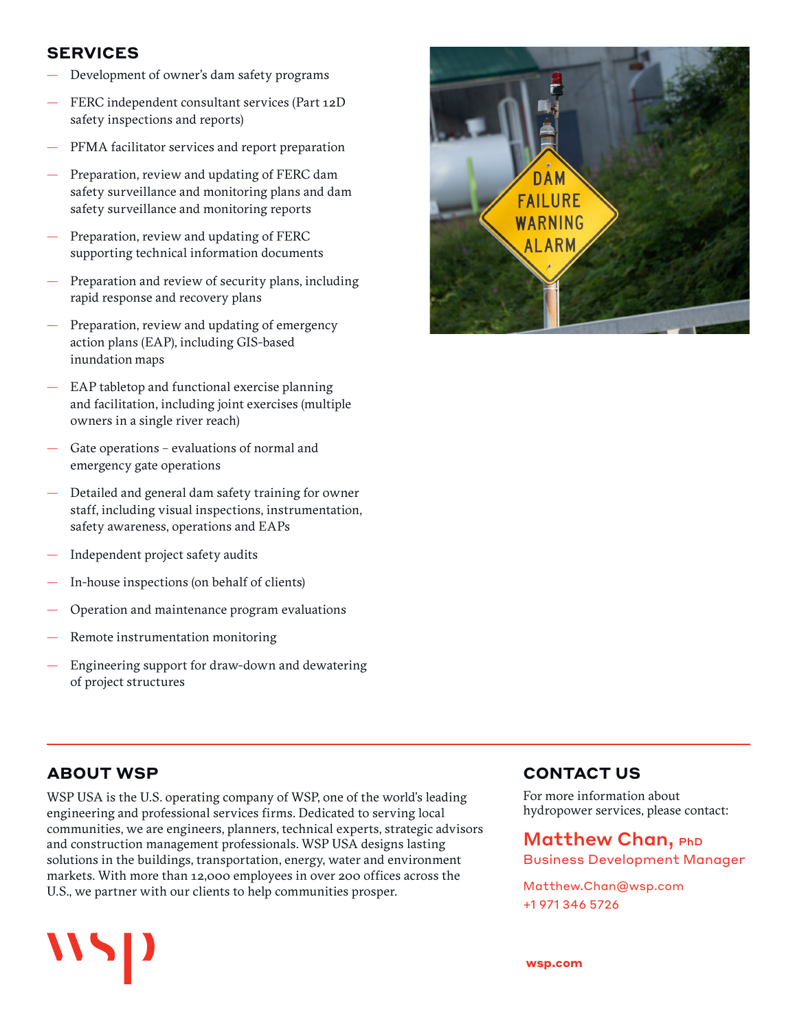## SERVICES

- Development of owner's dam safety programs
- FERC independent consultant services (Part 12D safety inspections and reports)
- PFMA facilitator services and report preparation
- Preparation, review and updating of FERC dam safety surveillance and monitoring plans and dam safety surveillance and monitoring reports
- Preparation, review and updating of FERC supporting technical information documents
- Preparation and review of security plans, including rapid response and recovery plans
- Preparation, review and updating of emergency action plans (EAP), including GIS-based inundation maps
- EAP tabletop and functional exercise planning and facilitation, including joint exercises (multiple owners in a single river reach)
- Gate operations – evaluations of normal and emergency gate operations
- Detailed and general dam safety training for owner staff, including visual inspections, instrumentation, safety awareness, operations and EAPs
- Independent project safety audits
- In-house inspections (on behalf of clients)
- Operation and maintenance program evaluations
- Remote instrumentation monitoring
- Engineering support for draw-down and dewatering of project structures

## ABOUT WSP

WSP USA is the U.S. operating company of WSP, one of the world's leading engineering and professional services firms. Dedicated to serving local communities, we are engineers, planners, technical experts, strategic advisors and construction management professionals. WSP USA designs lasting solutions in the buildings, transportation, energy, water and environment markets. With more than 12,000 employees in over 200 offices across the U.S., we partner with our clients to help communities prosper.

## CONTACT US

For more information about hydropower services, please contact:

**Matthew Chan, PhD**
Business Development Manager

Matthew.Chan@wsp.com
+1 971 346 5726

wsp.com